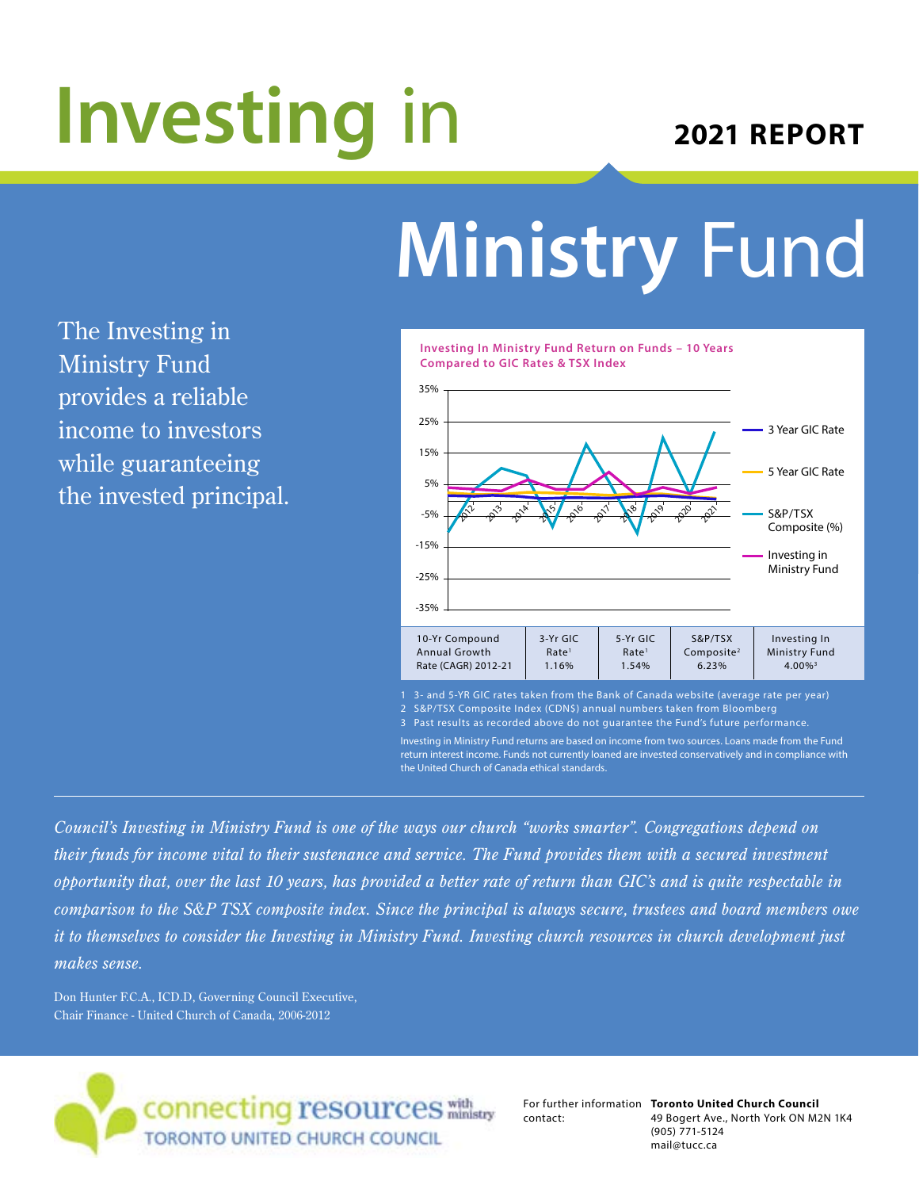# Investing in Ministry Fund

## 2021 REPORT

The Investing in Ministry Fund provides a reliable income to investors while guaranteeing the invested principal.

**Investing In Ministry Fund Return on Funds – 10 Years Compared to GIC Rates & TSX Index**

| 10-Yr Compound Annual Growth Rate (CAGR) 2012-21 | 3-Yr GIC Rate[1] | 5-Yr GIC Rate[1] | S&P/TSX Composite[2] | Investing In Ministry Fund |
|---|---|---|---|---|
| | 1.16% | 1.54% | 6.23% | 4.00%[3] |

1 3- and 5-YR GIC rates taken from the Bank of Canada website (average rate per year)
2 S&P/TSX Composite Index (CDN$) annual numbers taken from Bloomberg
3 Past results as recorded above do not guarantee the Fund's future performance.

Investing in Ministry Fund returns are based on income from two sources. Loans made from the Fund return interest income. Funds not currently loaned are invested conservatively and in compliance with the United Church of Canada ethical standards.

---

*Council's Investing in Ministry Fund is one of the ways our church "works smarter". Congregations depend on their funds for income vital to their sustenance and service. The Fund provides them with a secured investment opportunity that, over the last 10 years, has provided a better rate of return than GIC's and is quite respectable in comparison to the S&P TSX composite index. Since the principal is always secure, trustees and board members owe it to themselves to consider the Investing in Ministry Fund. Investing church resources in church development just makes sense.*

Don Hunter F.C.A., ICD.D, Governing Council Executive,
Chair Finance - United Church of Canada, 2006-2012

connecting resources with ministry
TORONTO UNITED CHURCH COUNCIL

For further information contact:
**Toronto United Church Council**
49 Bogert Ave., North York ON M2N 1K4
(905) 771-5124
mail@tucc.ca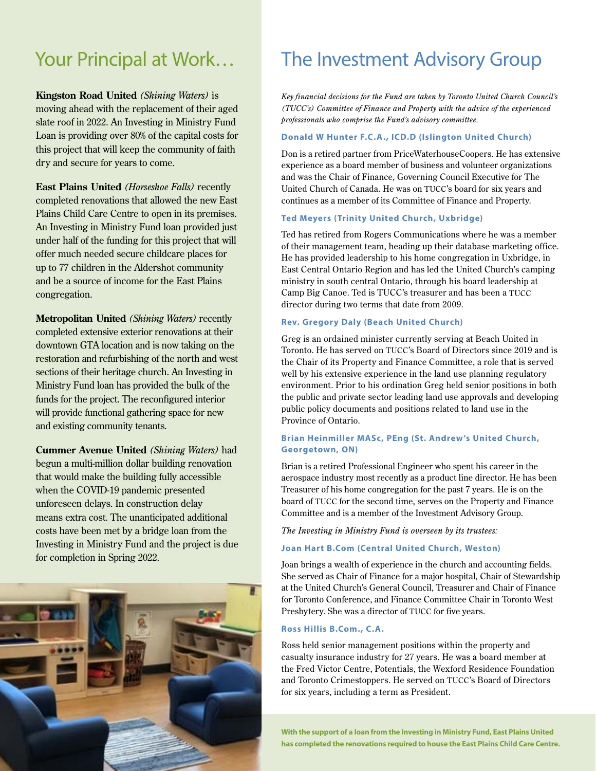## Your Principal at Work…

**Kingston Road United** *(Shining Waters)* is moving ahead with the replacement of their aged slate roof in 2022. An Investing in Ministry Fund Loan is providing over 80% of the capital costs for this project that will keep the community of faith dry and secure for years to come.

**East Plains United** *(Horseshoe Falls)* recently completed renovations that allowed the new East Plains Child Care Centre to open in its premises. An Investing in Ministry Fund loan provided just under half of the funding for this project that will offer much needed secure childcare places for up to 77 children in the Aldershot community and be a source of income for the East Plains congregation.

**Metropolitan United** *(Shining Waters)* recently completed extensive exterior renovations at their downtown GTA location and is now taking on the restoration and refurbishing of the north and west sections of their heritage church. An Investing in Ministry Fund loan has provided the bulk of the funds for the project. The reconfigured interior will provide functional gathering space for new and existing community tenants.

**Cummer Avenue United** *(Shining Waters)* had begun a multi-million dollar building renovation that would make the building fully accessible when the COVID-19 pandemic presented unforeseen delays. In construction delay means extra cost. The unanticipated additional costs have been met by a bridge loan from the Investing in Ministry Fund and the project is due for completion in Spring 2022.

**With the support of a loan from the Investing in Ministry Fund, East Plains United has completed the renovations required to house the East Plains Child Care Centre.**

## The Investment Advisory Group

*Key financial decisions for the Fund are taken by Toronto United Church Council's (TUCC's) Committee of Finance and Property with the advice of the experienced professionals who comprise the Fund's advisory committee.*

**Donald W Hunter F.C.A., ICD.D (Islington United Church)**

Don is a retired partner from PriceWaterhouseCoopers. He has extensive experience as a board member of business and volunteer organizations and was the Chair of Finance, Governing Council Executive for The United Church of Canada. He was on TUCC's board for six years and continues as a member of its Committee of Finance and Property.

**Ted Meyers (Trinity United Church, Uxbridge)**

Ted has retired from Rogers Communications where he was a member of their management team, heading up their database marketing office. He has provided leadership to his home congregation in Uxbridge, in East Central Ontario Region and has led the United Church's camping ministry in south central Ontario, through his board leadership at Camp Big Canoe. Ted is TUCC's treasurer and has been a TUCC director during two terms that date from 2009.

**Rev. Gregory Daly (Beach United Church)**

Greg is an ordained minister currently serving at Beach United in Toronto. He has served on TUCC's Board of Directors since 2019 and is the Chair of its Property and Finance Committee, a role that is served well by his extensive experience in the land use planning regulatory environment. Prior to his ordination Greg held senior positions in both the public and private sector leading land use approvals and developing public policy documents and positions related to land use in the Province of Ontario.

**Brian Heinmiller MASc, PEng (St. Andrew's United Church, Georgetown, ON)**

Brian is a retired Professional Engineer who spent his career in the aerospace industry most recently as a product line director. He has been Treasurer of his home congregation for the past 7 years. He is on the board of TUCC for the second time, serves on the Property and Finance Committee and is a member of the Investment Advisory Group.

*The Investing in Ministry Fund is overseen by its trustees:*

**Joan Hart B.Com (Central United Church, Weston)**

Joan brings a wealth of experience in the church and accounting fields. She served as Chair of Finance for a major hospital, Chair of Stewardship at the United Church's General Council, Treasurer and Chair of Finance for Toronto Conference, and Finance Committee Chair in Toronto West Presbytery. She was a director of TUCC for five years.

**Ross Hillis B.Com., C.A.**

Ross held senior management positions within the property and casualty insurance industry for 27 years. He was a board member at the Fred Victor Centre, Potentials, the Wexford Residence Foundation and Toronto Crimestoppers. He served on TUCC's Board of Directors for six years, including a term as President.